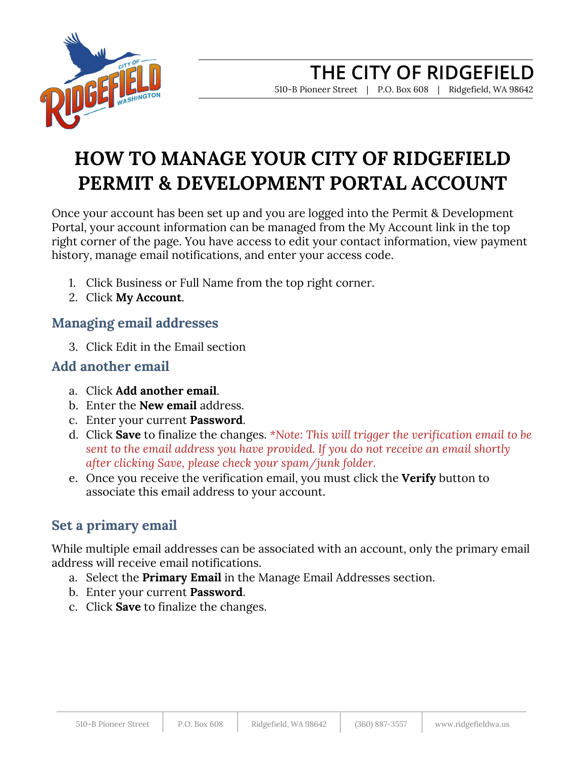# THE CITY OF RIDGEFIELD

510-B Pioneer Street | P.O. Box 608 | Ridgefield, WA 98642

# HOW TO MANAGE YOUR CITY OF RIDGEFIELD PERMIT & DEVELOPMENT PORTAL ACCOUNT

Once your account has been set up and you are logged into the Permit & Development Portal, your account information can be managed from the My Account link in the top right corner of the page. You have access to edit your contact information, view payment history, manage email notifications, and enter your access code.

1. Click Business or Full Name from the top right corner.
2. Click **My Account**.

## Managing email addresses

3. Click Edit in the Email section

## Add another email

a. Click **Add another email**.
b. Enter the **New email** address.
c. Enter your current **Password**.
d. Click **Save** to finalize the changes. *\*Note: This will trigger the verification email to be sent to the email address you have provided. If you do not receive an email shortly after clicking Save, please check your spam/junk folder.*
e. Once you receive the verification email, you must click the **Verify** button to associate this email address to your account.

## Set a primary email

While multiple email addresses can be associated with an account, only the primary email address will receive email notifications.

a. Select the **Primary Email** in the Manage Email Addresses section.
b. Enter your current **Password**.
c. Click **Save** to finalize the changes.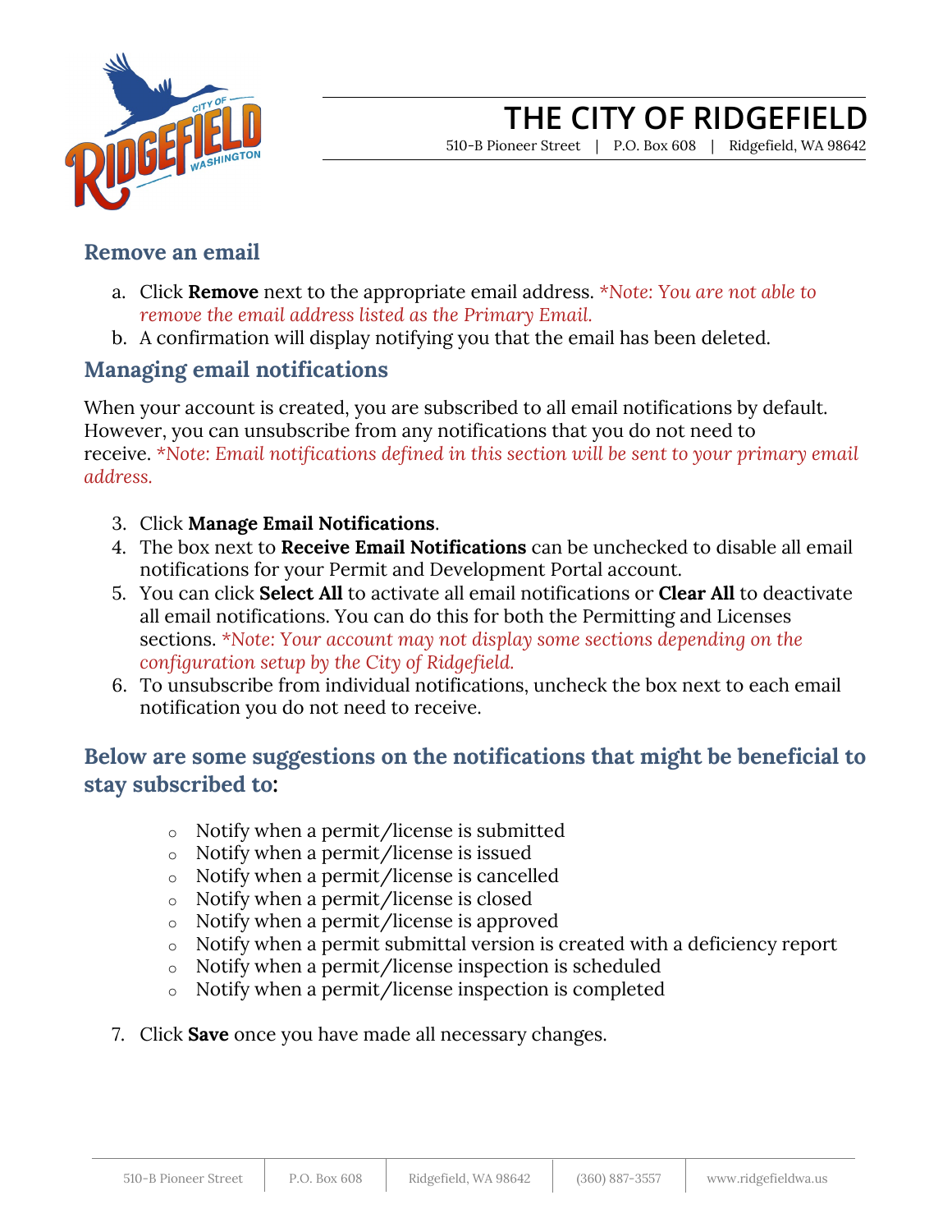## Remove an email

a. Click **Remove** next to the appropriate email address. *\*Note: You are not able to remove the email address listed as the Primary Email.*
b. A confirmation will display notifying you that the email has been deleted.

## Managing email notifications

When your account is created, you are subscribed to all email notifications by default. However, you can unsubscribe from any notifications that you do not need to receive. *\*Note: Email notifications defined in this section will be sent to your primary email address.*

3. Click **Manage Email Notifications**.
4. The box next to **Receive Email Notifications** can be unchecked to disable all email notifications for your Permit and Development Portal account.
5. You can click **Select All** to activate all email notifications or **Clear All** to deactivate all email notifications. You can do this for both the Permitting and Licenses sections. *\*Note: Your account may not display some sections depending on the configuration setup by the City of Ridgefield.*
6. To unsubscribe from individual notifications, uncheck the box next to each email notification you do not need to receive.

## Below are some suggestions on the notifications that might be beneficial to stay subscribed to:

- Notify when a permit/license is submitted
- Notify when a permit/license is issued
- Notify when a permit/license is cancelled
- Notify when a permit/license is closed
- Notify when a permit/license is approved
- Notify when a permit submittal version is created with a deficiency report
- Notify when a permit/license inspection is scheduled
- Notify when a permit/license inspection is completed

7. Click **Save** once you have made all necessary changes.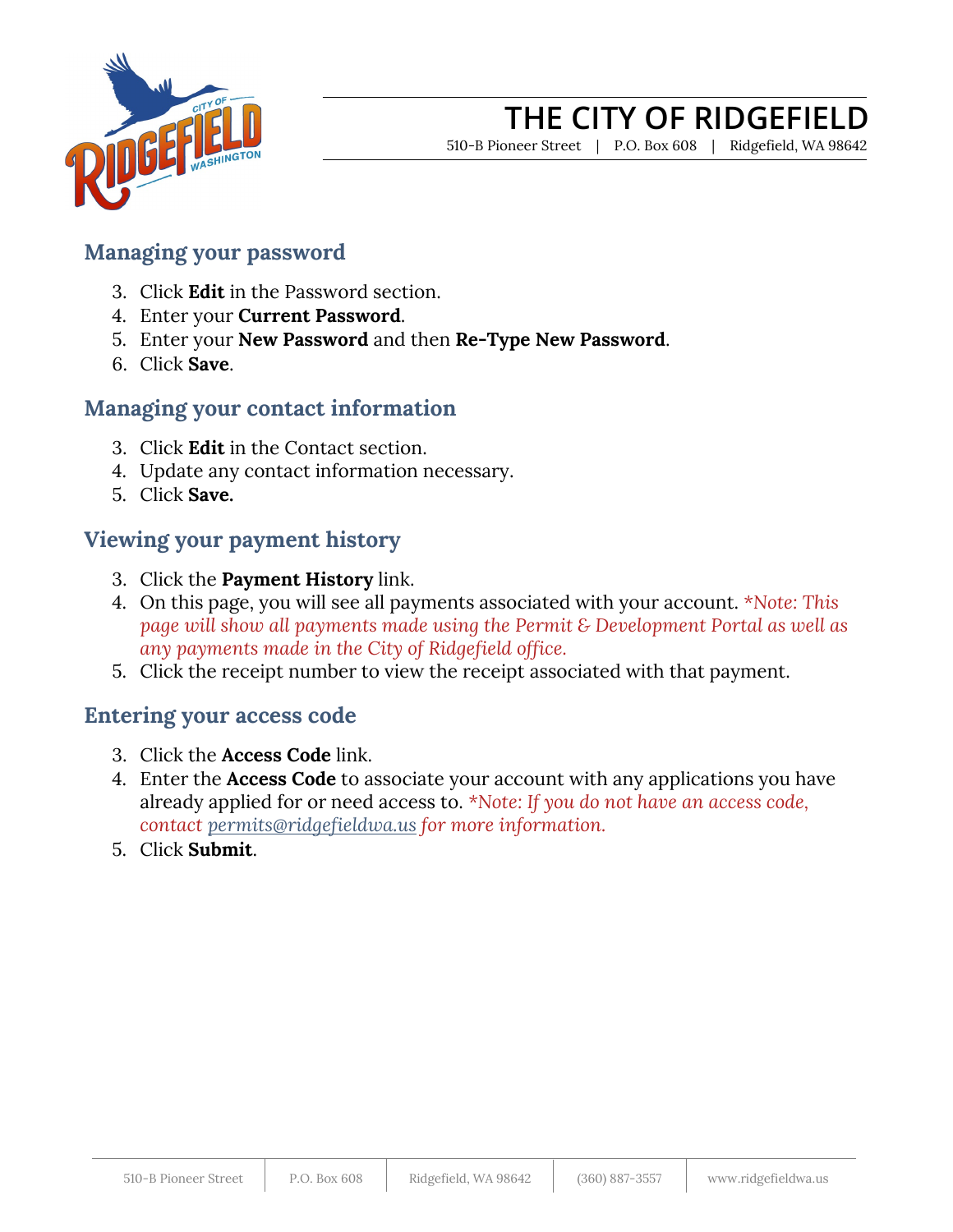## Managing your password

3. Click **Edit** in the Password section.
4. Enter your **Current Password**.
5. Enter your **New Password** and then **Re-Type New Password**.
6. Click **Save**.

## Managing your contact information

3. Click **Edit** in the Contact section.
4. Update any contact information necessary.
5. Click **Save.**

## Viewing your payment history

3. Click the **Payment History** link.
4. On this page, you will see all payments associated with your account. *\*Note: This page will show all payments made using the Permit & Development Portal as well as any payments made in the City of Ridgefield office.*
5. Click the receipt number to view the receipt associated with that payment.

## Entering your access code

3. Click the **Access Code** link.
4. Enter the **Access Code** to associate your account with any applications you have already applied for or need access to. *\*Note: If you do not have an access code, contact permits@ridgefieldwa.us for more information.*
5. Click **Submit**.